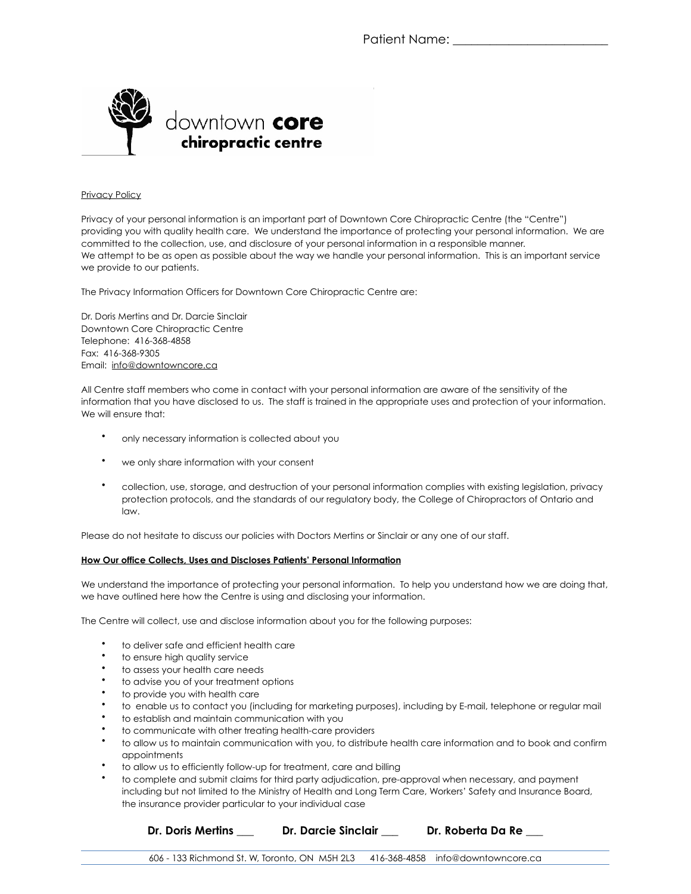Patient Name: _______________________

downtown **core**
**chiropractic centre**

Privacy Policy

Privacy of your personal information is an important part of Downtown Core Chiropractic Centre (the "Centre") providing you with quality health care. We understand the importance of protecting your personal information. We are committed to the collection, use, and disclosure of your personal information in a responsible manner.
We attempt to be as open as possible about the way we handle your personal information. This is an important service we provide to our patients.

The Privacy Information Officers for Downtown Core Chiropractic Centre are:

Dr. Doris Mertins and Dr. Darcie Sinclair
Downtown Core Chiropractic Centre
Telephone: 416-368-4858
Fax: 416-368-9305
Email: info@downtowncore.ca

All Centre staff members who come in contact with your personal information are aware of the sensitivity of the information that you have disclosed to us. The staff is trained in the appropriate uses and protection of your information. We will ensure that:

- only necessary information is collected about you
- we only share information with your consent
- collection, use, storage, and destruction of your personal information complies with existing legislation, privacy protection protocols, and the standards of our regulatory body, the College of Chiropractors of Ontario and law.

Please do not hesitate to discuss our policies with Doctors Mertins or Sinclair or any one of our staff.

**How Our office Collects, Uses and Discloses Patients' Personal Information**

We understand the importance of protecting your personal information. To help you understand how we are doing that, we have outlined here how the Centre is using and disclosing your information.

The Centre will collect, use and disclose information about you for the following purposes:

- to deliver safe and efficient health care
- to ensure high quality service
- to assess your health care needs
- to advise you of your treatment options
- to provide you with health care
- to enable us to contact you (including for marketing purposes), including by E-mail, telephone or regular mail
- to establish and maintain communication with you
- to communicate with other treating health-care providers
- to allow us to maintain communication with you, to distribute health care information and to book and confirm appointments
- to allow us to efficiently follow-up for treatment, care and billing
- to complete and submit claims for third party adjudication, pre-approval when necessary, and payment including but not limited to the Ministry of Health and Long Term Care, Workers' Safety and Insurance Board, the insurance provider particular to your individual case

**Dr. Doris Mertins ___ Dr. Darcie Sinclair ___ Dr. Roberta Da Re ___**

606 - 133 Richmond St. W, Toronto, ON M5H 2L3 416-368-4858 info@downtowncore.ca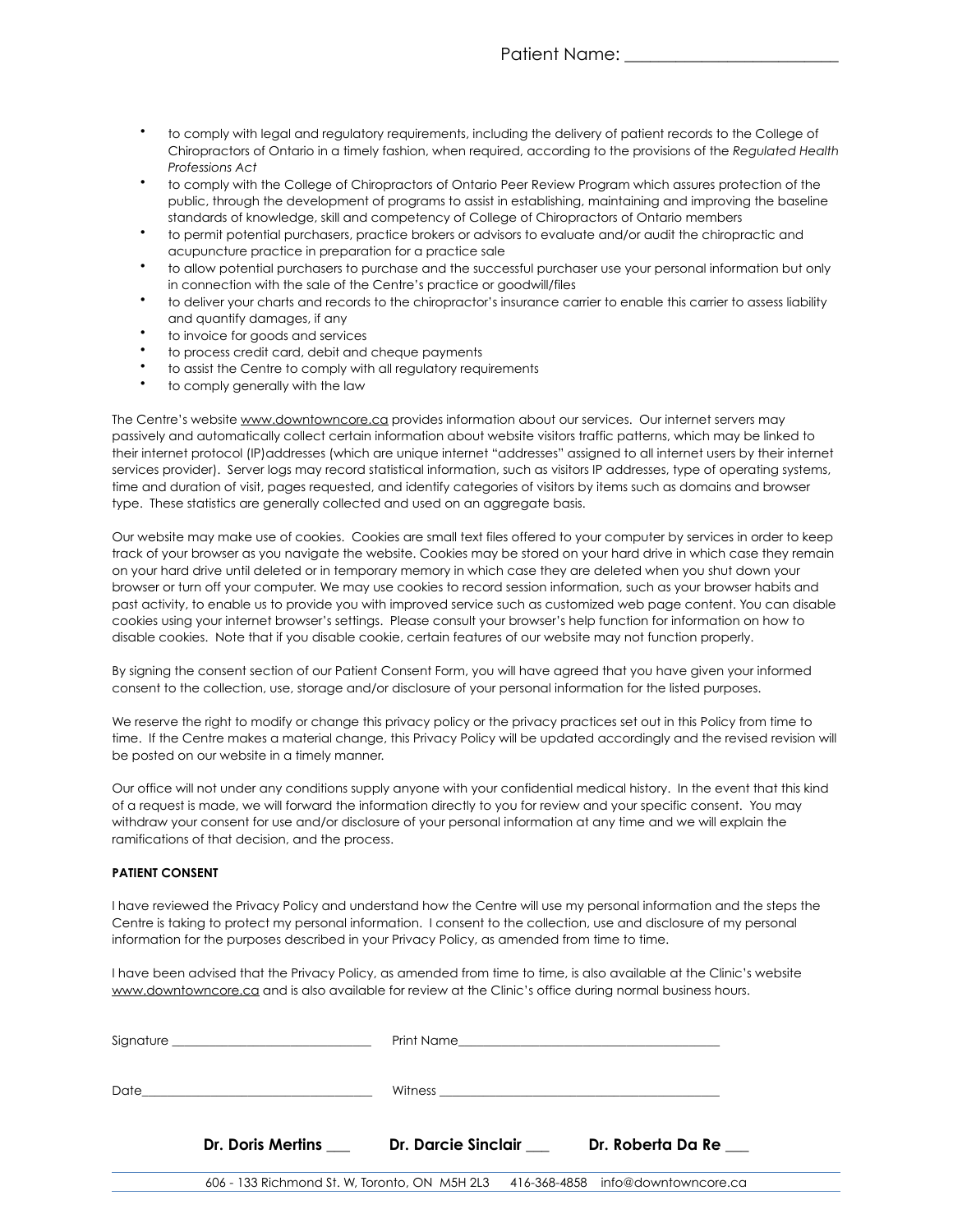Patient Name: ________________________

- to comply with legal and regulatory requirements, including the delivery of patient records to the College of Chiropractors of Ontario in a timely fashion, when required, according to the provisions of the *Regulated Health Professions Act*
- to comply with the College of Chiropractors of Ontario Peer Review Program which assures protection of the public, through the development of programs to assist in establishing, maintaining and improving the baseline standards of knowledge, skill and competency of College of Chiropractors of Ontario members
- to permit potential purchasers, practice brokers or advisors to evaluate and/or audit the chiropractic and acupuncture practice in preparation for a practice sale
- to allow potential purchasers to purchase and the successful purchaser use your personal information but only in connection with the sale of the Centre's practice or goodwill/files
- to deliver your charts and records to the chiropractor's insurance carrier to enable this carrier to assess liability and quantify damages, if any
- to invoice for goods and services
- to process credit card, debit and cheque payments
- to assist the Centre to comply with all regulatory requirements
- to comply generally with the law

The Centre's website www.downtowncore.ca provides information about our services. Our internet servers may passively and automatically collect certain information about website visitors traffic patterns, which may be linked to their internet protocol (IP)addresses (which are unique internet "addresses" assigned to all internet users by their internet services provider). Server logs may record statistical information, such as visitors IP addresses, type of operating systems, time and duration of visit, pages requested, and identify categories of visitors by items such as domains and browser type. These statistics are generally collected and used on an aggregate basis.

Our website may make use of cookies. Cookies are small text files offered to your computer by services in order to keep track of your browser as you navigate the website. Cookies may be stored on your hard drive in which case they remain on your hard drive until deleted or in temporary memory in which case they are deleted when you shut down your browser or turn off your computer. We may use cookies to record session information, such as your browser habits and past activity, to enable us to provide you with improved service such as customized web page content. You can disable cookies using your internet browser's settings. Please consult your browser's help function for information on how to disable cookies. Note that if you disable cookie, certain features of our website may not function properly.

By signing the consent section of our Patient Consent Form, you will have agreed that you have given your informed consent to the collection, use, storage and/or disclosure of your personal information for the listed purposes.

We reserve the right to modify or change this privacy policy or the privacy practices set out in this Policy from time to time. If the Centre makes a material change, this Privacy Policy will be updated accordingly and the revised revision will be posted on our website in a timely manner.

Our office will not under any conditions supply anyone with your confidential medical history. In the event that this kind of a request is made, we will forward the information directly to you for review and your specific consent. You may withdraw your consent for use and/or disclosure of your personal information at any time and we will explain the ramifications of that decision, and the process.

**PATIENT CONSENT**

I have reviewed the Privacy Policy and understand how the Centre will use my personal information and the steps the Centre is taking to protect my personal information. I consent to the collection, use and disclosure of my personal information for the purposes described in your Privacy Policy, as amended from time to time.

I have been advised that the Privacy Policy, as amended from time to time, is also available at the Clinic's website www.downtowncore.ca and is also available for review at the Clinic's office during normal business hours.

Signature ____________________________ Print Name ________________________________________

Date________________________________ Witness ________________________________________

**Dr. Doris Mertins** ___ **Dr. Darcie Sinclair** ___ **Dr. Roberta Da Re** ___

606 - 133 Richmond St. W, Toronto, ON M5H 2L3 416-368-4858 info@downtowncore.ca